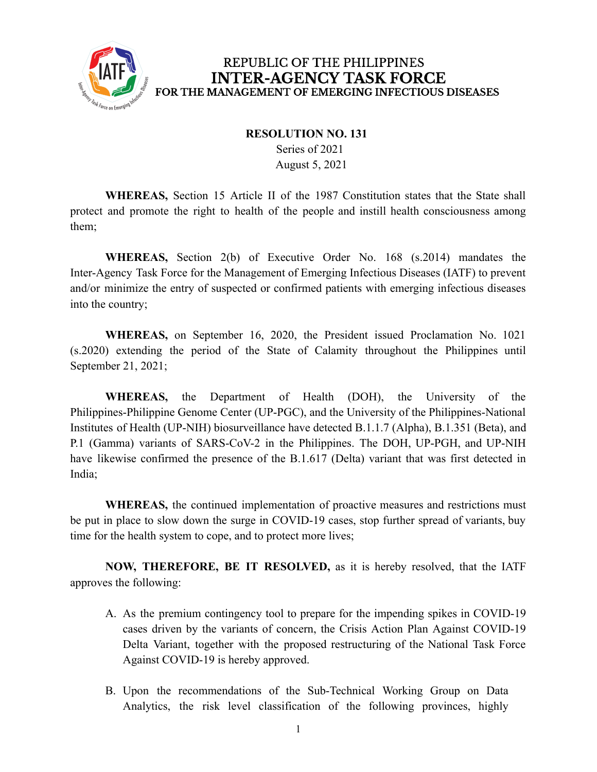# REPUBLIC OF THE PHILIPPINES
# INTER-AGENCY TASK FORCE
## FOR THE MANAGEMENT OF EMERGING INFECTIOUS DISEASES

**RESOLUTION NO. 131**
Series of 2021
August 5, 2021

**WHEREAS,** Section 15 Article II of the 1987 Constitution states that the State shall protect and promote the right to health of the people and instill health consciousness among them;

**WHEREAS,** Section 2(b) of Executive Order No. 168 (s.2014) mandates the Inter-Agency Task Force for the Management of Emerging Infectious Diseases (IATF) to prevent and/or minimize the entry of suspected or confirmed patients with emerging infectious diseases into the country;

**WHEREAS,** on September 16, 2020, the President issued Proclamation No. 1021 (s.2020) extending the period of the State of Calamity throughout the Philippines until September 21, 2021;

**WHEREAS,** the Department of Health (DOH), the University of the Philippines-Philippine Genome Center (UP-PGC), and the University of the Philippines-National Institutes of Health (UP-NIH) biosurveillance have detected B.1.1.7 (Alpha), B.1.351 (Beta), and P.1 (Gamma) variants of SARS-CoV-2 in the Philippines. The DOH, UP-PGH, and UP-NIH have likewise confirmed the presence of the B.1.617 (Delta) variant that was first detected in India;

**WHEREAS,** the continued implementation of proactive measures and restrictions must be put in place to slow down the surge in COVID-19 cases, stop further spread of variants, buy time for the health system to cope, and to protect more lives;

**NOW, THEREFORE, BE IT RESOLVED,** as it is hereby resolved, that the IATF approves the following:

A. As the premium contingency tool to prepare for the impending spikes in COVID-19 cases driven by the variants of concern, the Crisis Action Plan Against COVID-19 Delta Variant, together with the proposed restructuring of the National Task Force Against COVID-19 is hereby approved.

B. Upon the recommendations of the Sub-Technical Working Group on Data Analytics, the risk level classification of the following provinces, highly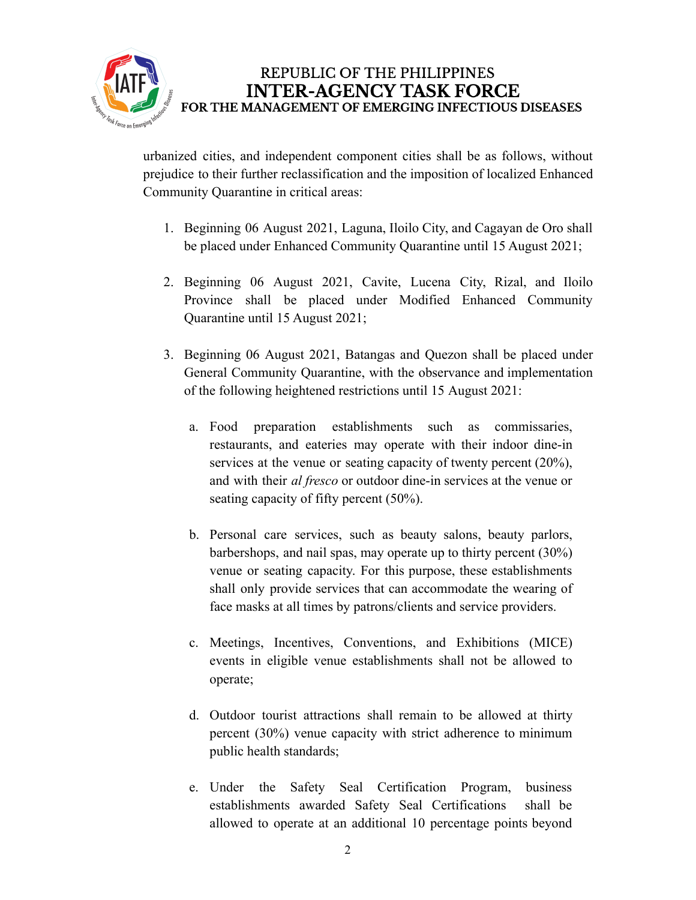urbanized cities, and independent component cities shall be as follows, without prejudice to their further reclassification and the imposition of localized Enhanced Community Quarantine in critical areas:

1. Beginning 06 August 2021, Laguna, Iloilo City, and Cagayan de Oro shall be placed under Enhanced Community Quarantine until 15 August 2021;

2. Beginning 06 August 2021, Cavite, Lucena City, Rizal, and Iloilo Province shall be placed under Modified Enhanced Community Quarantine until 15 August 2021;

3. Beginning 06 August 2021, Batangas and Quezon shall be placed under General Community Quarantine, with the observance and implementation of the following heightened restrictions until 15 August 2021:

   a. Food preparation establishments such as commissaries, restaurants, and eateries may operate with their indoor dine-in services at the venue or seating capacity of twenty percent (20%), and with their *al fresco* or outdoor dine-in services at the venue or seating capacity of fifty percent (50%).

   b. Personal care services, such as beauty salons, beauty parlors, barbershops, and nail spas, may operate up to thirty percent (30%) venue or seating capacity. For this purpose, these establishments shall only provide services that can accommodate the wearing of face masks at all times by patrons/clients and service providers.

   c. Meetings, Incentives, Conventions, and Exhibitions (MICE) events in eligible venue establishments shall not be allowed to operate;

   d. Outdoor tourist attractions shall remain to be allowed at thirty percent (30%) venue capacity with strict adherence to minimum public health standards;

   e. Under the Safety Seal Certification Program, business establishments awarded Safety Seal Certifications shall be allowed to operate at an additional 10 percentage points beyond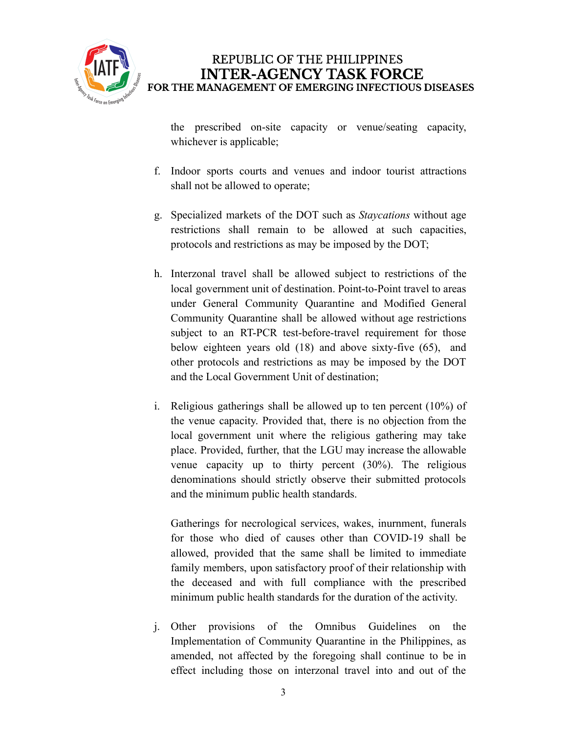the prescribed on-site capacity or venue/seating capacity, whichever is applicable;

f. Indoor sports courts and venues and indoor tourist attractions shall not be allowed to operate;

g. Specialized markets of the DOT such as *Staycations* without age restrictions shall remain to be allowed at such capacities, protocols and restrictions as may be imposed by the DOT;

h. Interzonal travel shall be allowed subject to restrictions of the local government unit of destination. Point-to-Point travel to areas under General Community Quarantine and Modified General Community Quarantine shall be allowed without age restrictions subject to an RT-PCR test-before-travel requirement for those below eighteen years old (18) and above sixty-five (65), and other protocols and restrictions as may be imposed by the DOT and the Local Government Unit of destination;

i. Religious gatherings shall be allowed up to ten percent (10%) of the venue capacity. Provided that, there is no objection from the local government unit where the religious gathering may take place. Provided, further, that the LGU may increase the allowable venue capacity up to thirty percent (30%). The religious denominations should strictly observe their submitted protocols and the minimum public health standards.

   Gatherings for necrological services, wakes, inurnment, funerals for those who died of causes other than COVID-19 shall be allowed, provided that the same shall be limited to immediate family members, upon satisfactory proof of their relationship with the deceased and with full compliance with the prescribed minimum public health standards for the duration of the activity.

j. Other provisions of the Omnibus Guidelines on the Implementation of Community Quarantine in the Philippines, as amended, not affected by the foregoing shall continue to be in effect including those on interzonal travel into and out of the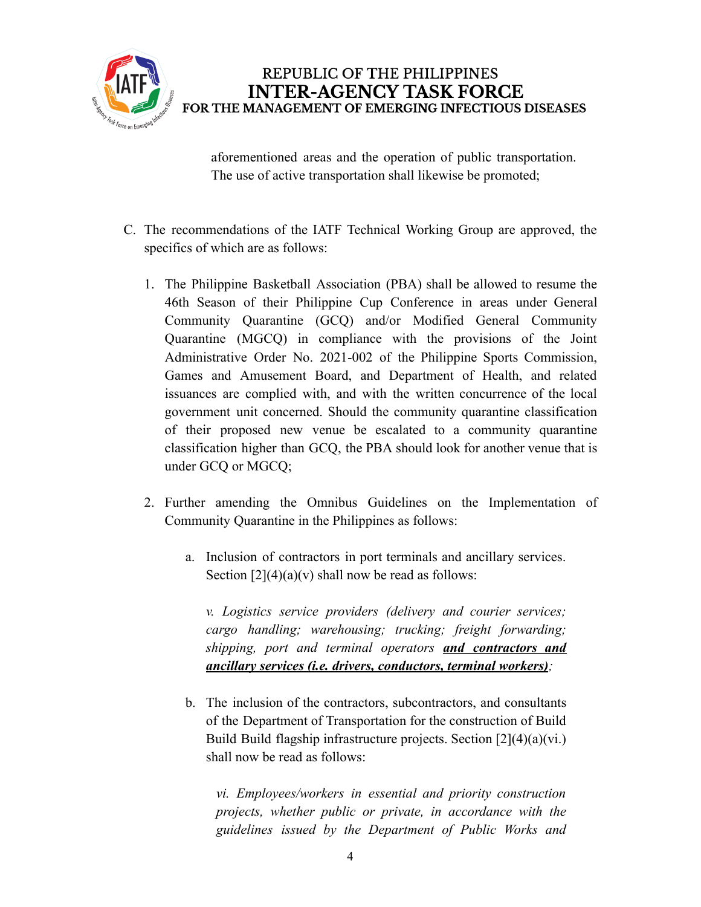aforementioned areas and the operation of public transportation. The use of active transportation shall likewise be promoted;

C. The recommendations of the IATF Technical Working Group are approved, the specifics of which are as follows:

1. The Philippine Basketball Association (PBA) shall be allowed to resume the 46th Season of their Philippine Cup Conference in areas under General Community Quarantine (GCQ) and/or Modified General Community Quarantine (MGCQ) in compliance with the provisions of the Joint Administrative Order No. 2021-002 of the Philippine Sports Commission, Games and Amusement Board, and Department of Health, and related issuances are complied with, and with the written concurrence of the local government unit concerned. Should the community quarantine classification of their proposed new venue be escalated to a community quarantine classification higher than GCQ, the PBA should look for another venue that is under GCQ or MGCQ;

2. Further amending the Omnibus Guidelines on the Implementation of Community Quarantine in the Philippines as follows:

   a. Inclusion of contractors in port terminals and ancillary services. Section [2](4)(a)(v) shall now be read as follows:

      *v. Logistics service providers (delivery and courier services; cargo handling; warehousing; trucking; freight forwarding; shipping, port and terminal operators* ***<u>and contractors and ancillary services (i.e. drivers, conductors, terminal workers)</u>****;*

   b. The inclusion of the contractors, subcontractors, and consultants of the Department of Transportation for the construction of Build Build Build flagship infrastructure projects. Section [2](4)(a)(vi.) shall now be read as follows:

      *vi. Employees/workers in essential and priority construction projects, whether public or private, in accordance with the guidelines issued by the Department of Public Works and*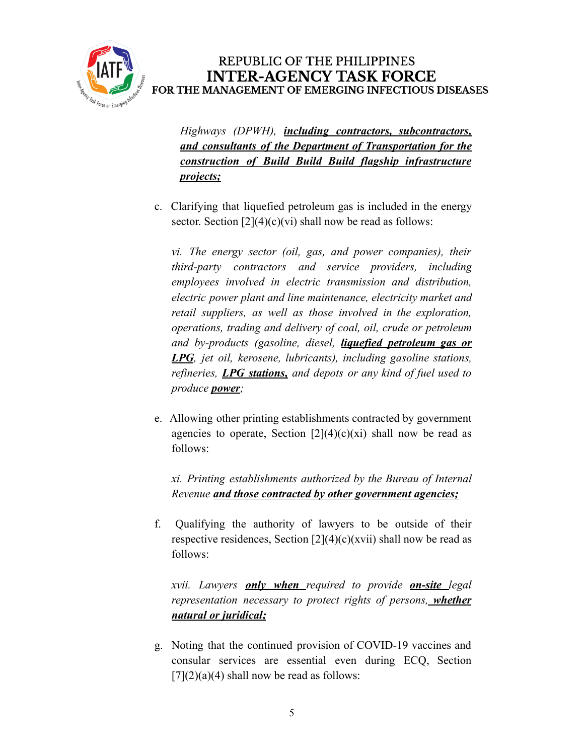*Highways (DPWH), **<u>including contractors, subcontractors, and consultants of the Department of Transportation for the construction of Build Build Build flagship infrastructure projects;</u>***

c. Clarifying that liquefied petroleum gas is included in the energy sector. Section [2](4)(c)(vi) shall now be read as follows:

*vi. The energy sector (oil, gas, and power companies), their third-party contractors and service providers, including employees involved in electric transmission and distribution, electric power plant and line maintenance, electricity market and retail suppliers, as well as those involved in the exploration, operations, trading and delivery of coal, oil, crude or petroleum and by-products (gasoline, diesel, **<u>liquefied petroleum gas or LPG</u>**, jet oil, kerosene, lubricants), including gasoline stations, refineries, **<u>LPG stations,</u>** and depots or any kind of fuel used to produce **<u>power</u>**;*

e. Allowing other printing establishments contracted by government agencies to operate, Section [2](4)(c)(xi) shall now be read as follows:

*xi. Printing establishments authorized by the Bureau of Internal Revenue **<u>and those contracted by other government agencies;</u>***

f. Qualifying the authority of lawyers to be outside of their respective residences, Section [2](4)(c)(xvii) shall now be read as follows:

*xvii. Lawyers **<u>only when</u>** required to provide **<u>on-site</u>** legal representation necessary to protect rights of persons, **<u>whether natural or juridical;</u>***

g. Noting that the continued provision of COVID-19 vaccines and consular services are essential even during ECQ, Section [7](2)(a)(4) shall now be read as follows: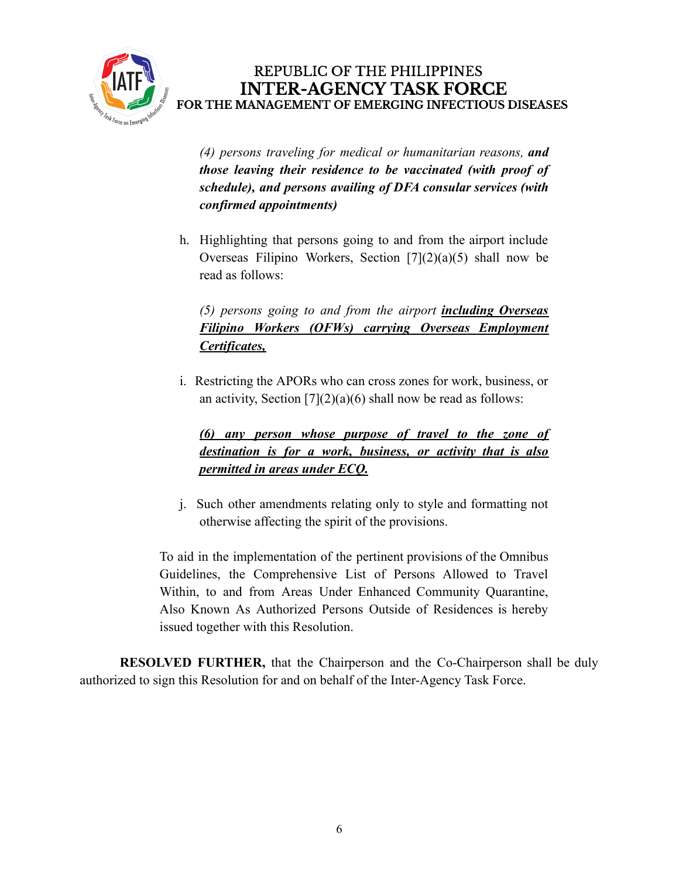*(4) persons traveling for medical or humanitarian reasons, **and those leaving their residence to be vaccinated (with proof of schedule), and persons availing of DFA consular services (with confirmed appointments)***

h. Highlighting that persons going to and from the airport include Overseas Filipino Workers, Section [7](2)(a)(5) shall now be read as follows:

*(5) persons going to and from the airport **<u>including Overseas Filipino Workers (OFWs) carrying Overseas Employment Certificates,</u>***

i. Restricting the APORs who can cross zones for work, business, or an activity, Section [7](2)(a)(6) shall now be read as follows:

***<u>(6) any person whose purpose of travel to the zone of destination is for a work, business, or activity that is also permitted in areas under ECQ.</u>***

j. Such other amendments relating only to style and formatting not otherwise affecting the spirit of the provisions.

To aid in the implementation of the pertinent provisions of the Omnibus Guidelines, the Comprehensive List of Persons Allowed to Travel Within, to and from Areas Under Enhanced Community Quarantine, Also Known As Authorized Persons Outside of Residences is hereby issued together with this Resolution.

**RESOLVED FURTHER,** that the Chairperson and the Co-Chairperson shall be duly authorized to sign this Resolution for and on behalf of the Inter-Agency Task Force.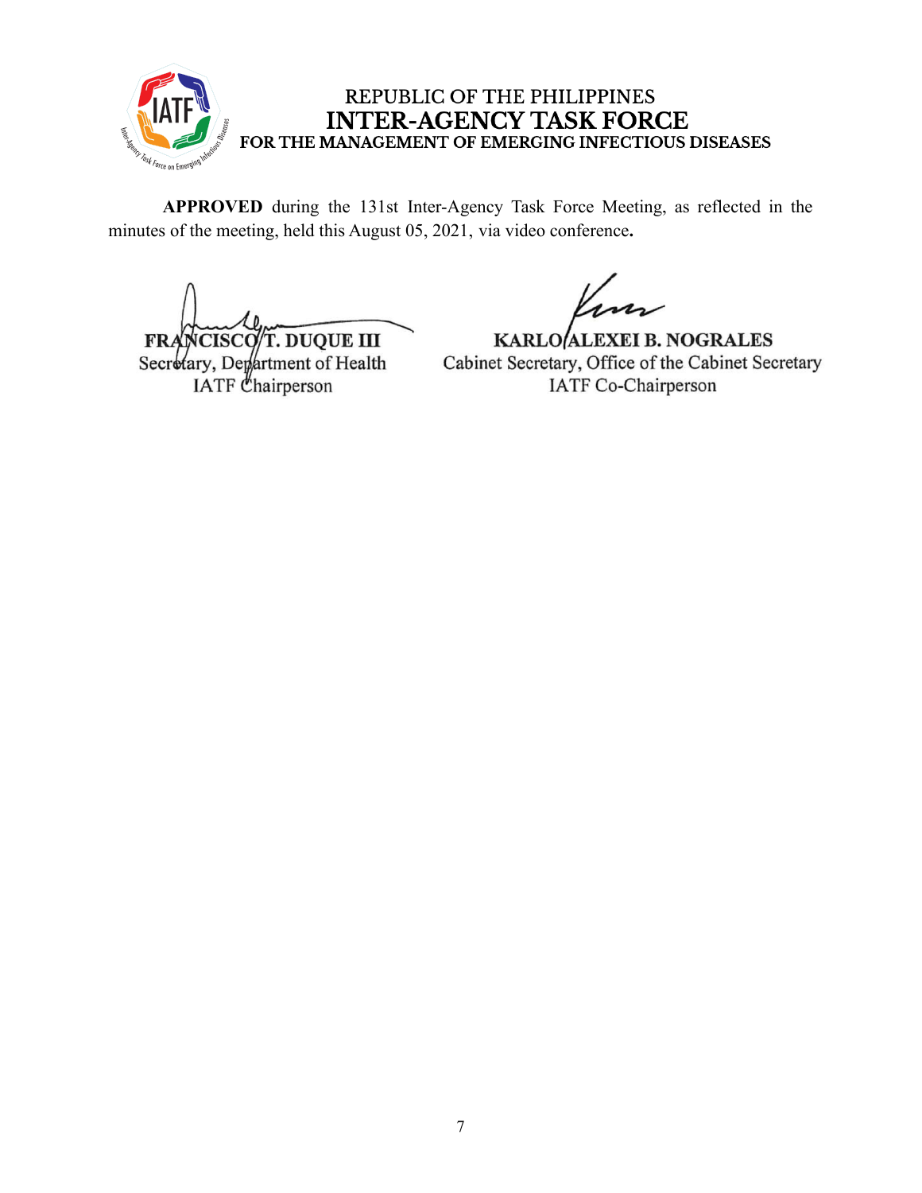REPUBLIC OF THE PHILIPPINES
**INTER-AGENCY TASK FORCE**
**FOR THE MANAGEMENT OF EMERGING INFECTIOUS DISEASES**

**APPROVED** during the 131st Inter-Agency Task Force Meeting, as reflected in the minutes of the meeting, held this August 05, 2021, via video conference**.**

**FRANCISCO T. DUQUE III**
Secretary, Department of Health
IATF Chairperson

**KARLO ALEXEI B. NOGRALES**
Cabinet Secretary, Office of the Cabinet Secretary
IATF Co-Chairperson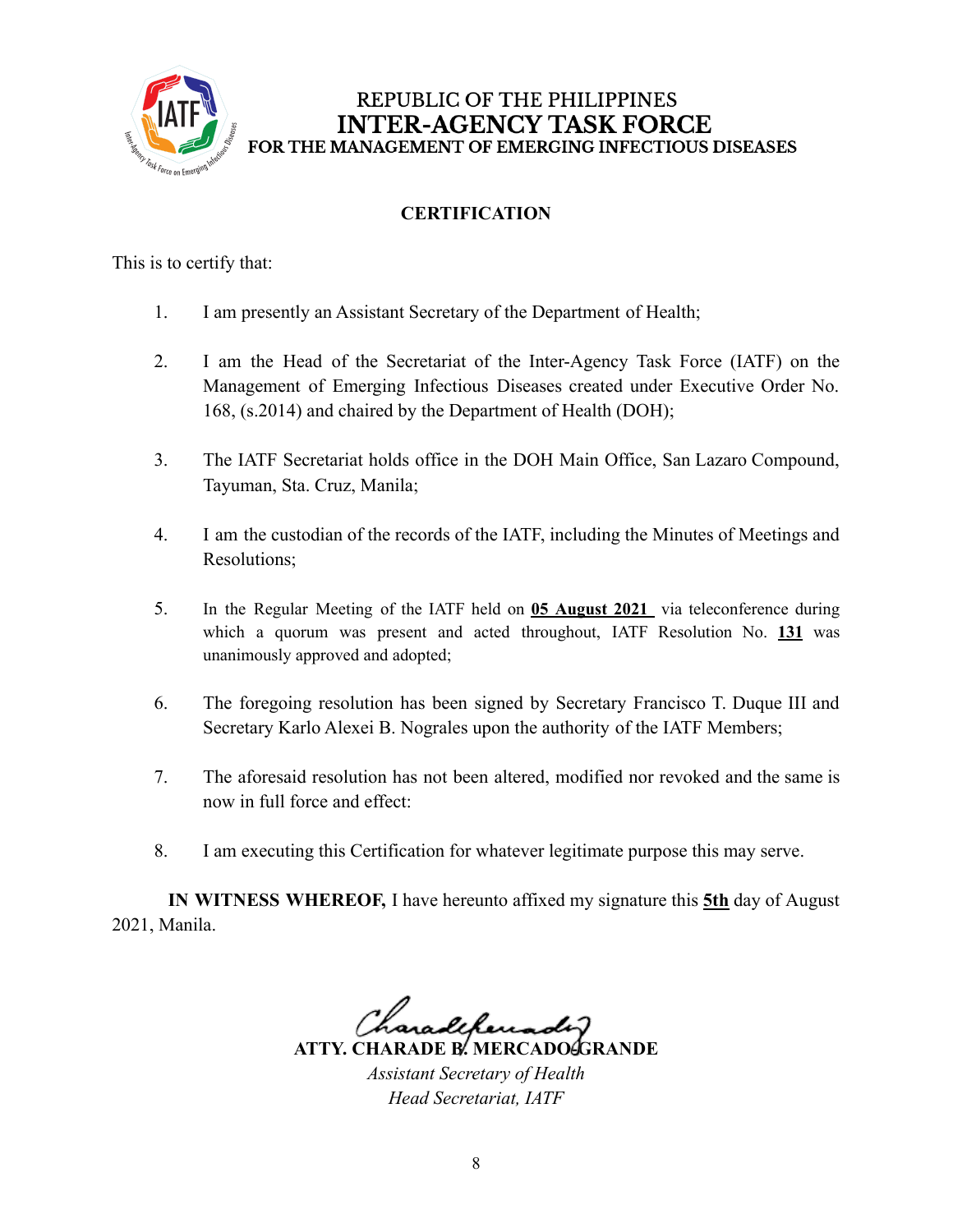REPUBLIC OF THE PHILIPPINES

# INTER-AGENCY TASK FORCE

**FOR THE MANAGEMENT OF EMERGING INFECTIOUS DISEASES**

## CERTIFICATION

This is to certify that:

1. I am presently an Assistant Secretary of the Department of Health;

2. I am the Head of the Secretariat of the Inter-Agency Task Force (IATF) on the Management of Emerging Infectious Diseases created under Executive Order No. 168, (s.2014) and chaired by the Department of Health (DOH);

3. The IATF Secretariat holds office in the DOH Main Office, San Lazaro Compound, Tayuman, Sta. Cruz, Manila;

4. I am the custodian of the records of the IATF, including the Minutes of Meetings and Resolutions;

5. In the Regular Meeting of the IATF held on **05 August 2021** via teleconference during which a quorum was present and acted throughout, IATF Resolution No. **131** was unanimously approved and adopted;

6. The foregoing resolution has been signed by Secretary Francisco T. Duque III and Secretary Karlo Alexei B. Nograles upon the authority of the IATF Members;

7. The aforesaid resolution has not been altered, modified nor revoked and the same is now in full force and effect:

8. I am executing this Certification for whatever legitimate purpose this may serve.

**IN WITNESS WHEREOF,** I have hereunto affixed my signature this **5th** day of August 2021, Manila.

**ATTY. CHARADE B. MERCADO-GRANDE**
*Assistant Secretary of Health*
*Head Secretariat, IATF*